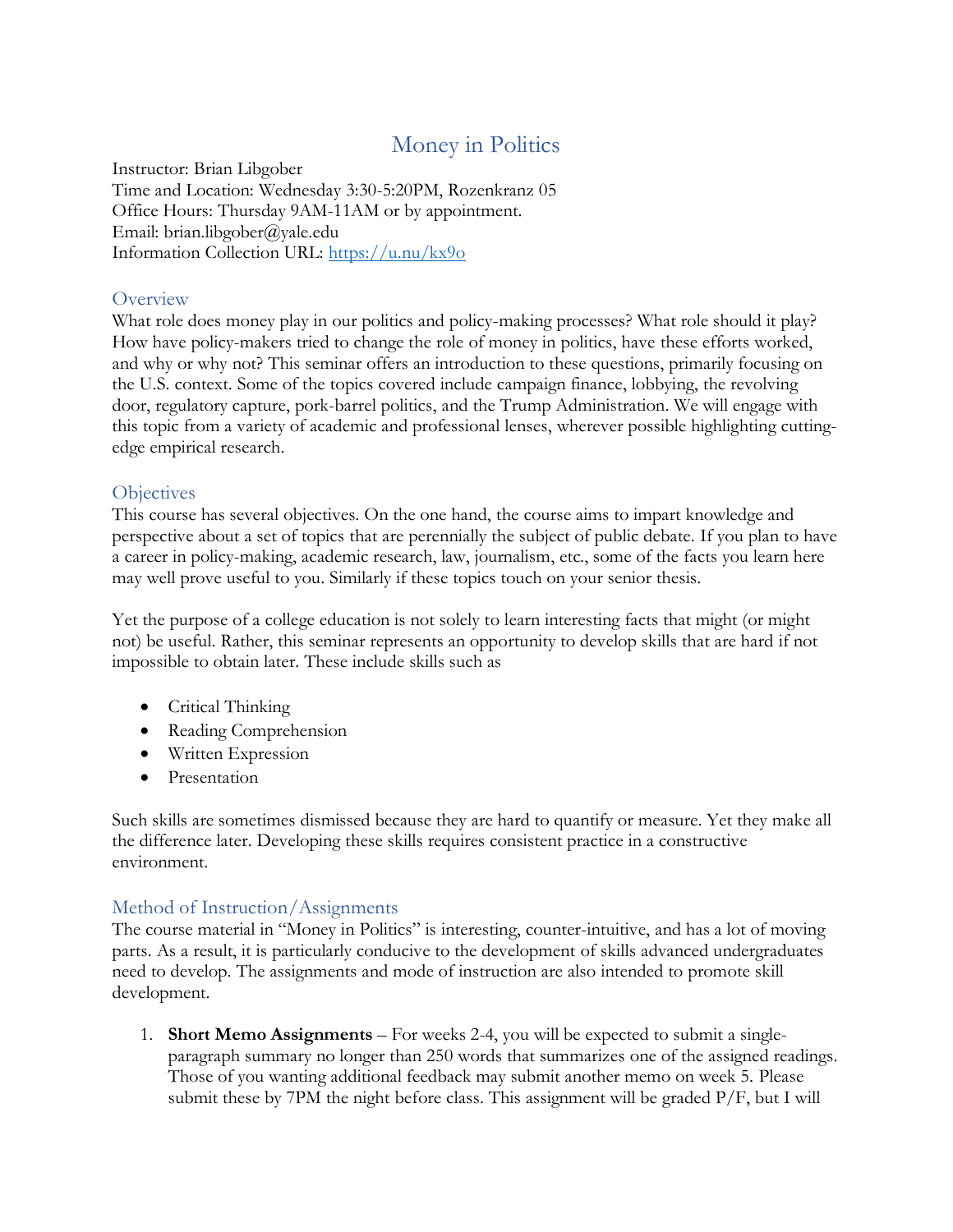# Money in Politics

Instructor: Brian Libgober
Time and Location: Wednesday 3:30-5:20PM, Rozenkranz 05
Office Hours: Thursday 9AM-11AM or by appointment.
Email: brian.libgober@yale.edu
Information Collection URL: [https://u.nu/kx9o](https://u.nu/kx9o)

## Overview

What role does money play in our politics and policy-making processes? What role should it play? How have policy-makers tried to change the role of money in politics, have these efforts worked, and why or why not? This seminar offers an introduction to these questions, primarily focusing on the U.S. context. Some of the topics covered include campaign finance, lobbying, the revolving door, regulatory capture, pork-barrel politics, and the Trump Administration. We will engage with this topic from a variety of academic and professional lenses, wherever possible highlighting cutting-edge empirical research.

## Objectives

This course has several objectives. On the one hand, the course aims to impart knowledge and perspective about a set of topics that are perennially the subject of public debate. If you plan to have a career in policy-making, academic research, law, journalism, etc., some of the facts you learn here may well prove useful to you. Similarly if these topics touch on your senior thesis.

Yet the purpose of a college education is not solely to learn interesting facts that might (or might not) be useful. Rather, this seminar represents an opportunity to develop skills that are hard if not impossible to obtain later. These include skills such as

- Critical Thinking
- Reading Comprehension
- Written Expression
- Presentation

Such skills are sometimes dismissed because they are hard to quantify or measure. Yet they make all the difference later. Developing these skills requires consistent practice in a constructive environment.

## Method of Instruction/Assignments

The course material in "Money in Politics" is interesting, counter-intuitive, and has a lot of moving parts. As a result, it is particularly conducive to the development of skills advanced undergraduates need to develop. The assignments and mode of instruction are also intended to promote skill development.

1. **Short Memo Assignments** – For weeks 2-4, you will be expected to submit a single-paragraph summary no longer than 250 words that summarizes one of the assigned readings. Those of you wanting additional feedback may submit another memo on week 5. Please submit these by 7PM the night before class. This assignment will be graded P/F, but I will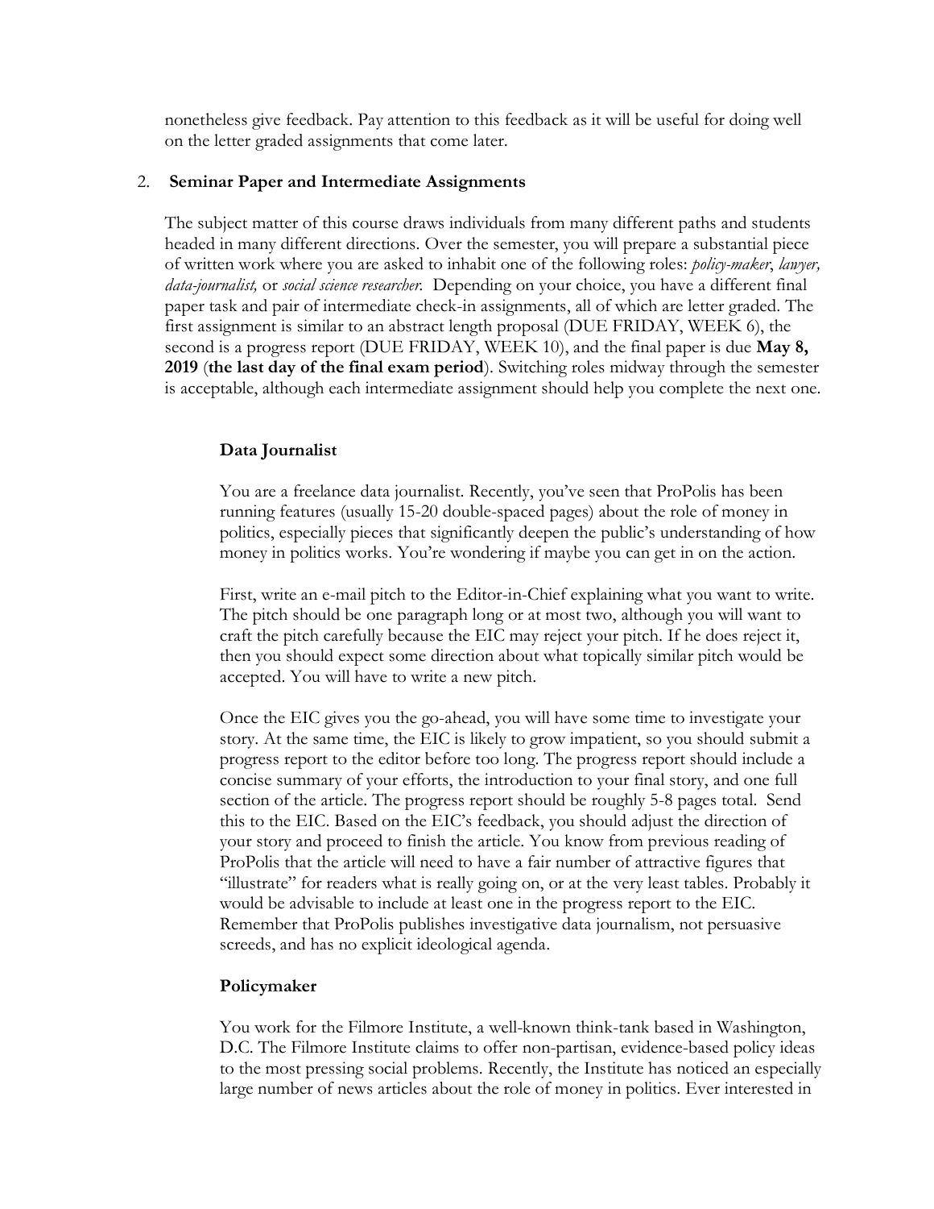nonetheless give feedback. Pay attention to this feedback as it will be useful for doing well on the letter graded assignments that come later.

2. **Seminar Paper and Intermediate Assignments**

The subject matter of this course draws individuals from many different paths and students headed in many different directions. Over the semester, you will prepare a substantial piece of written work where you are asked to inhabit one of the following roles: *policy-maker*, *lawyer, data-journalist,* or *social science researcher.* Depending on your choice, you have a different final paper task and pair of intermediate check-in assignments, all of which are letter graded. The first assignment is similar to an abstract length proposal (DUE FRIDAY, WEEK 6), the second is a progress report (DUE FRIDAY, WEEK 10), and the final paper is due **May 8, 2019** (**the last day of the final exam period**). Switching roles midway through the semester is acceptable, although each intermediate assignment should help you complete the next one.

**Data Journalist**

You are a freelance data journalist. Recently, you've seen that ProPolis has been running features (usually 15-20 double-spaced pages) about the role of money in politics, especially pieces that significantly deepen the public's understanding of how money in politics works. You're wondering if maybe you can get in on the action.

First, write an e-mail pitch to the Editor-in-Chief explaining what you want to write. The pitch should be one paragraph long or at most two, although you will want to craft the pitch carefully because the EIC may reject your pitch. If he does reject it, then you should expect some direction about what topically similar pitch would be accepted. You will have to write a new pitch.

Once the EIC gives you the go-ahead, you will have some time to investigate your story. At the same time, the EIC is likely to grow impatient, so you should submit a progress report to the editor before too long. The progress report should include a concise summary of your efforts, the introduction to your final story, and one full section of the article. The progress report should be roughly 5-8 pages total. Send this to the EIC. Based on the EIC's feedback, you should adjust the direction of your story and proceed to finish the article. You know from previous reading of ProPolis that the article will need to have a fair number of attractive figures that "illustrate" for readers what is really going on, or at the very least tables. Probably it would be advisable to include at least one in the progress report to the EIC. Remember that ProPolis publishes investigative data journalism, not persuasive screeds, and has no explicit ideological agenda.

**Policymaker**

You work for the Filmore Institute, a well-known think-tank based in Washington, D.C. The Filmore Institute claims to offer non-partisan, evidence-based policy ideas to the most pressing social problems. Recently, the Institute has noticed an especially large number of news articles about the role of money in politics. Ever interested in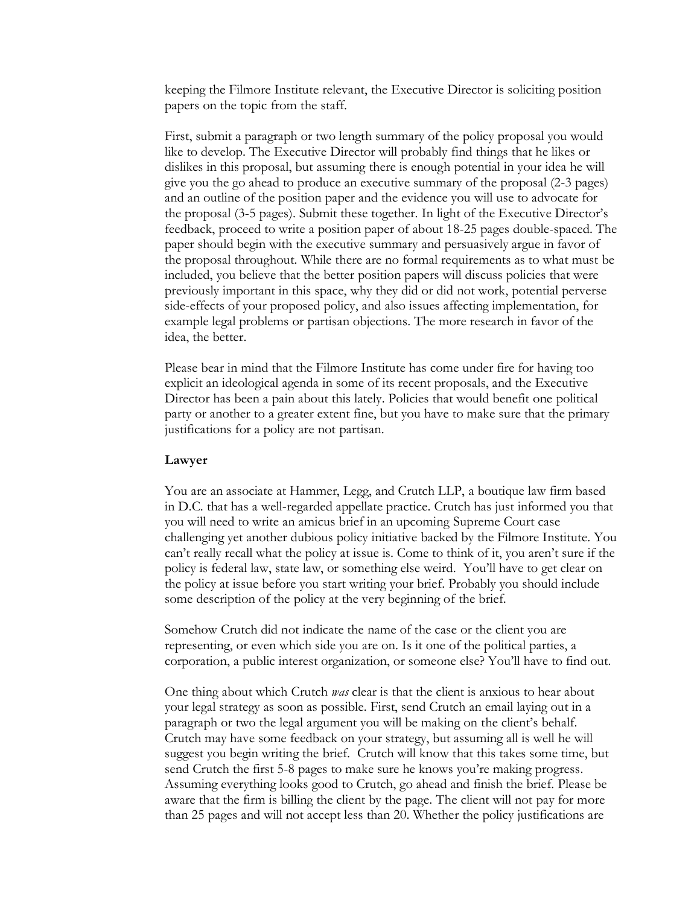keeping the Filmore Institute relevant, the Executive Director is soliciting position papers on the topic from the staff.

First, submit a paragraph or two length summary of the policy proposal you would like to develop. The Executive Director will probably find things that he likes or dislikes in this proposal, but assuming there is enough potential in your idea he will give you the go ahead to produce an executive summary of the proposal (2-3 pages) and an outline of the position paper and the evidence you will use to advocate for the proposal (3-5 pages). Submit these together. In light of the Executive Director's feedback, proceed to write a position paper of about 18-25 pages double-spaced. The paper should begin with the executive summary and persuasively argue in favor of the proposal throughout. While there are no formal requirements as to what must be included, you believe that the better position papers will discuss policies that were previously important in this space, why they did or did not work, potential perverse side-effects of your proposed policy, and also issues affecting implementation, for example legal problems or partisan objections. The more research in favor of the idea, the better.

Please bear in mind that the Filmore Institute has come under fire for having too explicit an ideological agenda in some of its recent proposals, and the Executive Director has been a pain about this lately. Policies that would benefit one political party or another to a greater extent fine, but you have to make sure that the primary justifications for a policy are not partisan.

**Lawyer**

You are an associate at Hammer, Legg, and Crutch LLP, a boutique law firm based in D.C. that has a well-regarded appellate practice. Crutch has just informed you that you will need to write an amicus brief in an upcoming Supreme Court case challenging yet another dubious policy initiative backed by the Filmore Institute. You can't really recall what the policy at issue is. Come to think of it, you aren't sure if the policy is federal law, state law, or something else weird. You'll have to get clear on the policy at issue before you start writing your brief. Probably you should include some description of the policy at the very beginning of the brief.

Somehow Crutch did not indicate the name of the case or the client you are representing, or even which side you are on. Is it one of the political parties, a corporation, a public interest organization, or someone else? You'll have to find out.

One thing about which Crutch *was* clear is that the client is anxious to hear about your legal strategy as soon as possible. First, send Crutch an email laying out in a paragraph or two the legal argument you will be making on the client's behalf. Crutch may have some feedback on your strategy, but assuming all is well he will suggest you begin writing the brief. Crutch will know that this takes some time, but send Crutch the first 5-8 pages to make sure he knows you're making progress. Assuming everything looks good to Crutch, go ahead and finish the brief. Please be aware that the firm is billing the client by the page. The client will not pay for more than 25 pages and will not accept less than 20. Whether the policy justifications are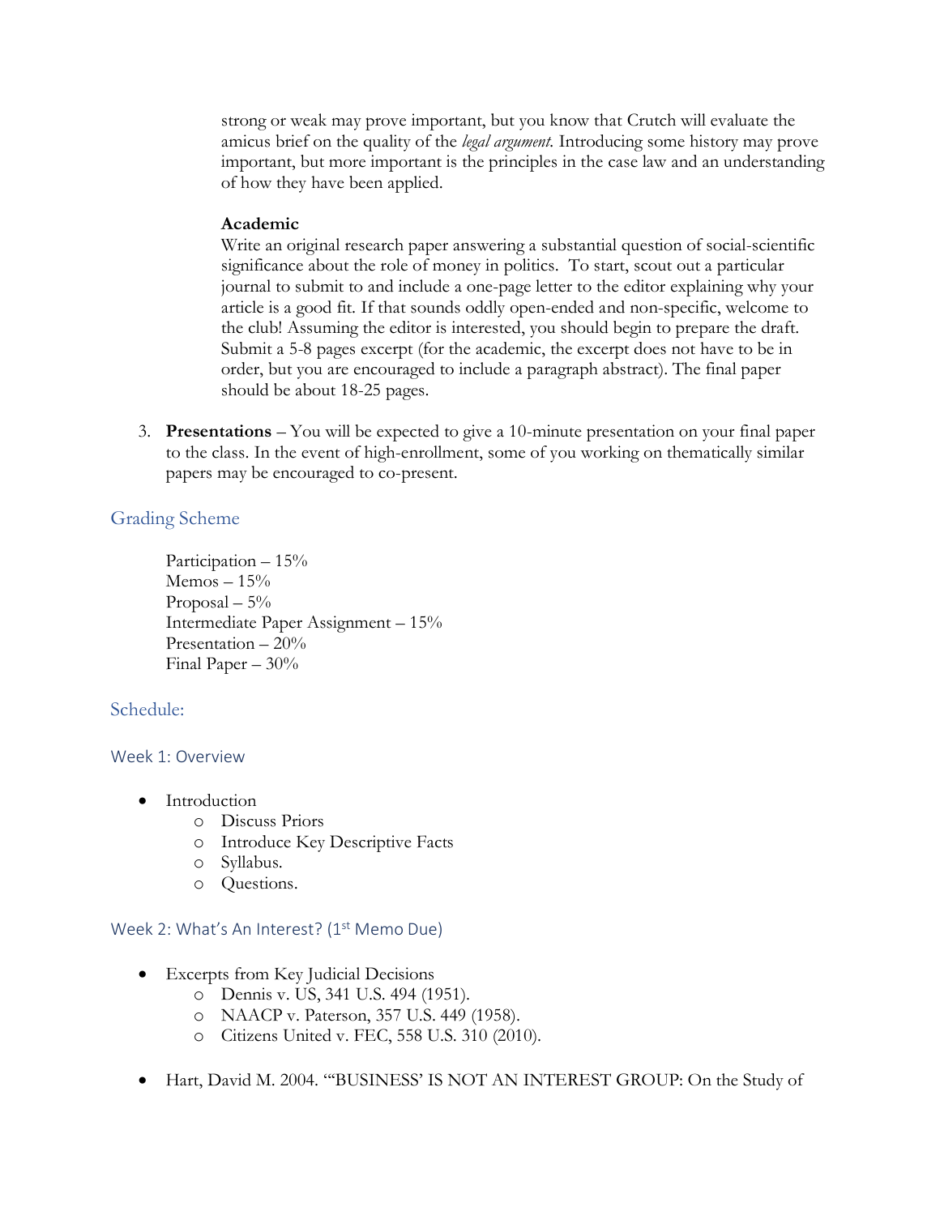strong or weak may prove important, but you know that Crutch will evaluate the amicus brief on the quality of the *legal argument*. Introducing some history may prove important, but more important is the principles in the case law and an understanding of how they have been applied.

**Academic**

Write an original research paper answering a substantial question of social-scientific significance about the role of money in politics. To start, scout out a particular journal to submit to and include a one-page letter to the editor explaining why your article is a good fit. If that sounds oddly open-ended and non-specific, welcome to the club! Assuming the editor is interested, you should begin to prepare the draft. Submit a 5-8 pages excerpt (for the academic, the excerpt does not have to be in order, but you are encouraged to include a paragraph abstract). The final paper should be about 18-25 pages.

3. **Presentations** – You will be expected to give a 10-minute presentation on your final paper to the class. In the event of high-enrollment, some of you working on thematically similar papers may be encouraged to co-present.

## Grading Scheme

Participation – 15%
Memos – 15%
Proposal – 5%
Intermediate Paper Assignment – 15%
Presentation – 20%
Final Paper – 30%

## Schedule:

### Week 1: Overview

- Introduction
  - Discuss Priors
  - Introduce Key Descriptive Facts
  - Syllabus.
  - Questions.

### Week 2: What's An Interest? (1st Memo Due)

- Excerpts from Key Judicial Decisions
  - Dennis v. US, 341 U.S. 494 (1951).
  - NAACP v. Paterson, 357 U.S. 449 (1958).
  - Citizens United v. FEC, 558 U.S. 310 (2010).

- Hart, David M. 2004. "'BUSINESS' IS NOT AN INTEREST GROUP: On the Study of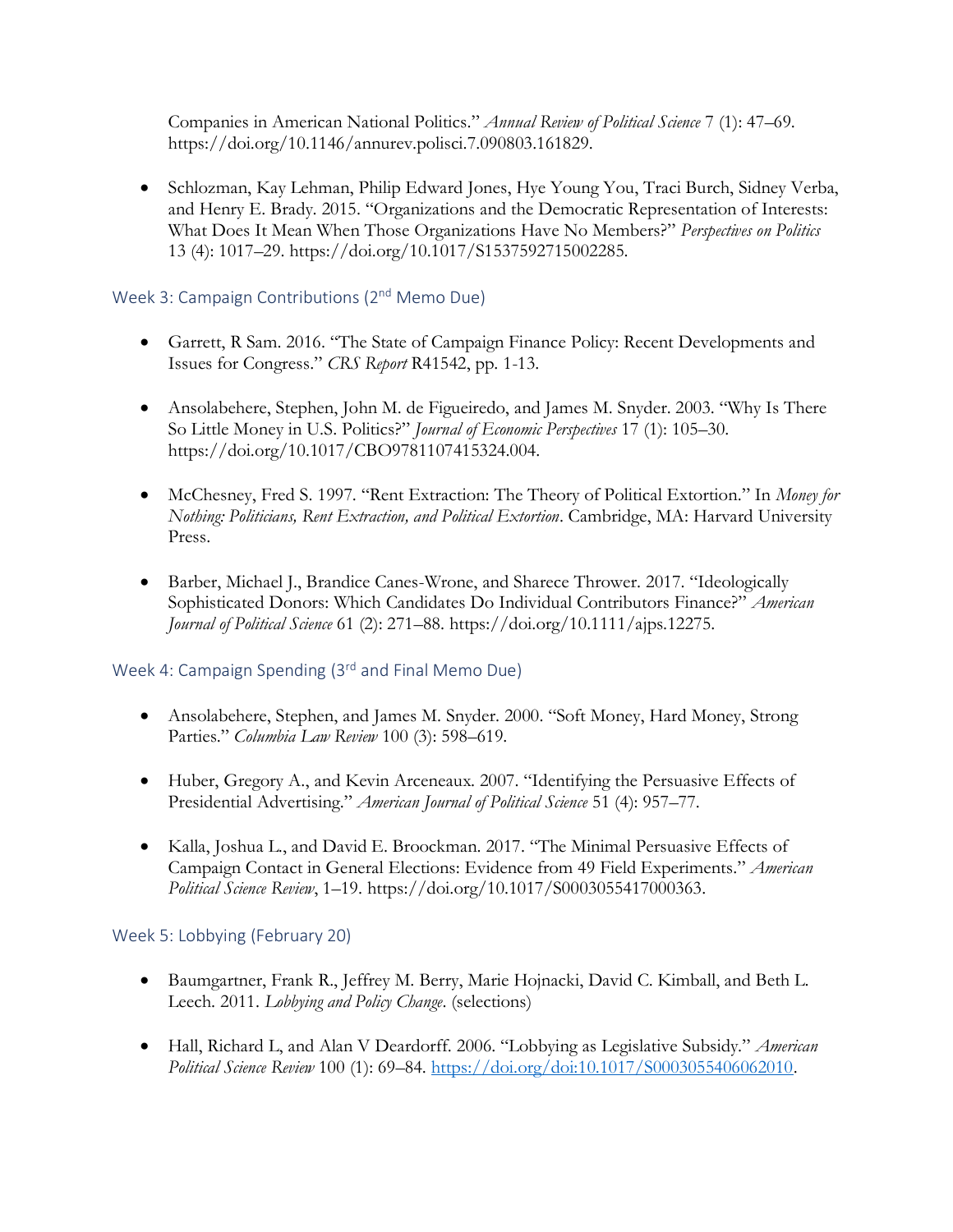Companies in American National Politics." *Annual Review of Political Science* 7 (1): 47–69. https://doi.org/10.1146/annurev.polisci.7.090803.161829.

- Schlozman, Kay Lehman, Philip Edward Jones, Hye Young You, Traci Burch, Sidney Verba, and Henry E. Brady. 2015. "Organizations and the Democratic Representation of Interests: What Does It Mean When Those Organizations Have No Members?" *Perspectives on Politics* 13 (4): 1017–29. https://doi.org/10.1017/S1537592715002285.

### Week 3: Campaign Contributions (2nd Memo Due)

- Garrett, R Sam. 2016. "The State of Campaign Finance Policy: Recent Developments and Issues for Congress." *CRS Report* R41542, pp. 1-13.

- Ansolabehere, Stephen, John M. de Figueiredo, and James M. Snyder. 2003. "Why Is There So Little Money in U.S. Politics?" *Journal of Economic Perspectives* 17 (1): 105–30. https://doi.org/10.1017/CBO9781107415324.004.

- McChesney, Fred S. 1997. "Rent Extraction: The Theory of Political Extortion." In *Money for Nothing: Politicians, Rent Extraction, and Political Extortion*. Cambridge, MA: Harvard University Press.

- Barber, Michael J., Brandice Canes-Wrone, and Sharece Thrower. 2017. "Ideologically Sophisticated Donors: Which Candidates Do Individual Contributors Finance?" *American Journal of Political Science* 61 (2): 271–88. https://doi.org/10.1111/ajps.12275.

### Week 4: Campaign Spending (3rd and Final Memo Due)

- Ansolabehere, Stephen, and James M. Snyder. 2000. "Soft Money, Hard Money, Strong Parties." *Columbia Law Review* 100 (3): 598–619.

- Huber, Gregory A., and Kevin Arceneaux. 2007. "Identifying the Persuasive Effects of Presidential Advertising." *American Journal of Political Science* 51 (4): 957–77.

- Kalla, Joshua L., and David E. Broockman. 2017. "The Minimal Persuasive Effects of Campaign Contact in General Elections: Evidence from 49 Field Experiments." *American Political Science Review*, 1–19. https://doi.org/10.1017/S0003055417000363.

### Week 5: Lobbying (February 20)

- Baumgartner, Frank R., Jeffrey M. Berry, Marie Hojnacki, David C. Kimball, and Beth L. Leech. 2011. *Lobbying and Policy Change*. (selections)

- Hall, Richard L, and Alan V Deardorff. 2006. "Lobbying as Legislative Subsidy." *American Political Science Review* 100 (1): 69–84. https://doi.org/doi:10.1017/S0003055406062010.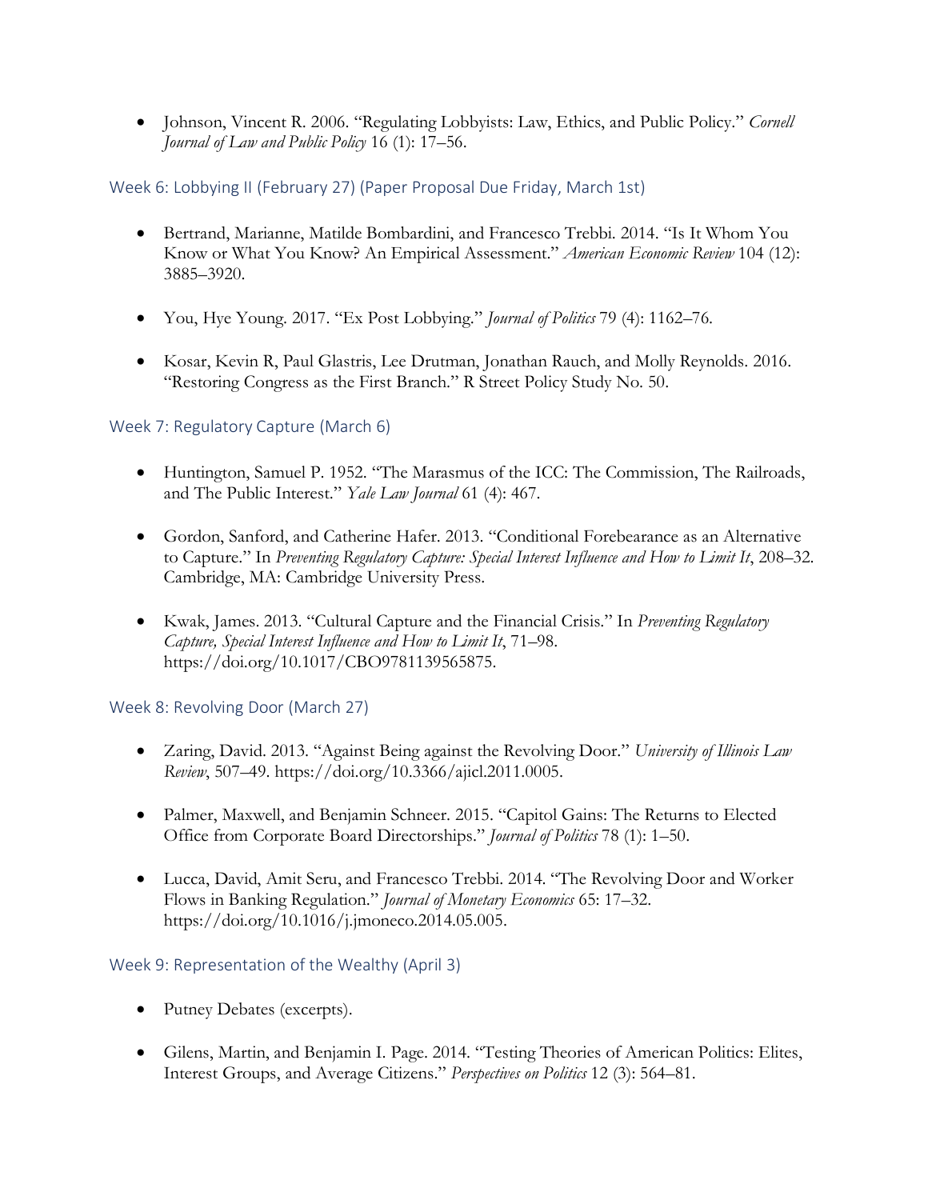- Johnson, Vincent R. 2006. "Regulating Lobbyists: Law, Ethics, and Public Policy." *Cornell Journal of Law and Public Policy* 16 (1): 17–56.

### Week 6: Lobbying II (February 27) (Paper Proposal Due Friday, March 1st)

- Bertrand, Marianne, Matilde Bombardini, and Francesco Trebbi. 2014. "Is It Whom You Know or What You Know? An Empirical Assessment." *American Economic Review* 104 (12): 3885–3920.

- You, Hye Young. 2017. "Ex Post Lobbying." *Journal of Politics* 79 (4): 1162–76.

- Kosar, Kevin R, Paul Glastris, Lee Drutman, Jonathan Rauch, and Molly Reynolds. 2016. "Restoring Congress as the First Branch." R Street Policy Study No. 50.

### Week 7: Regulatory Capture (March 6)

- Huntington, Samuel P. 1952. "The Marasmus of the ICC: The Commission, The Railroads, and The Public Interest." *Yale Law Journal* 61 (4): 467.

- Gordon, Sanford, and Catherine Hafer. 2013. "Conditional Forebearance as an Alternative to Capture." In *Preventing Regulatory Capture: Special Interest Influence and How to Limit It*, 208–32. Cambridge, MA: Cambridge University Press.

- Kwak, James. 2013. "Cultural Capture and the Financial Crisis." In *Preventing Regulatory Capture, Special Interest Influence and How to Limit It*, 71–98. https://doi.org/10.1017/CBO9781139565875.

### Week 8: Revolving Door (March 27)

- Zaring, David. 2013. "Against Being against the Revolving Door." *University of Illinois Law Review*, 507–49. https://doi.org/10.3366/ajicl.2011.0005.

- Palmer, Maxwell, and Benjamin Schneer. 2015. "Capitol Gains: The Returns to Elected Office from Corporate Board Directorships." *Journal of Politics* 78 (1): 1–50.

- Lucca, David, Amit Seru, and Francesco Trebbi. 2014. "The Revolving Door and Worker Flows in Banking Regulation." *Journal of Monetary Economics* 65: 17–32. https://doi.org/10.1016/j.jmoneco.2014.05.005.

### Week 9: Representation of the Wealthy (April 3)

- Putney Debates (excerpts).

- Gilens, Martin, and Benjamin I. Page. 2014. "Testing Theories of American Politics: Elites, Interest Groups, and Average Citizens." *Perspectives on Politics* 12 (3): 564–81.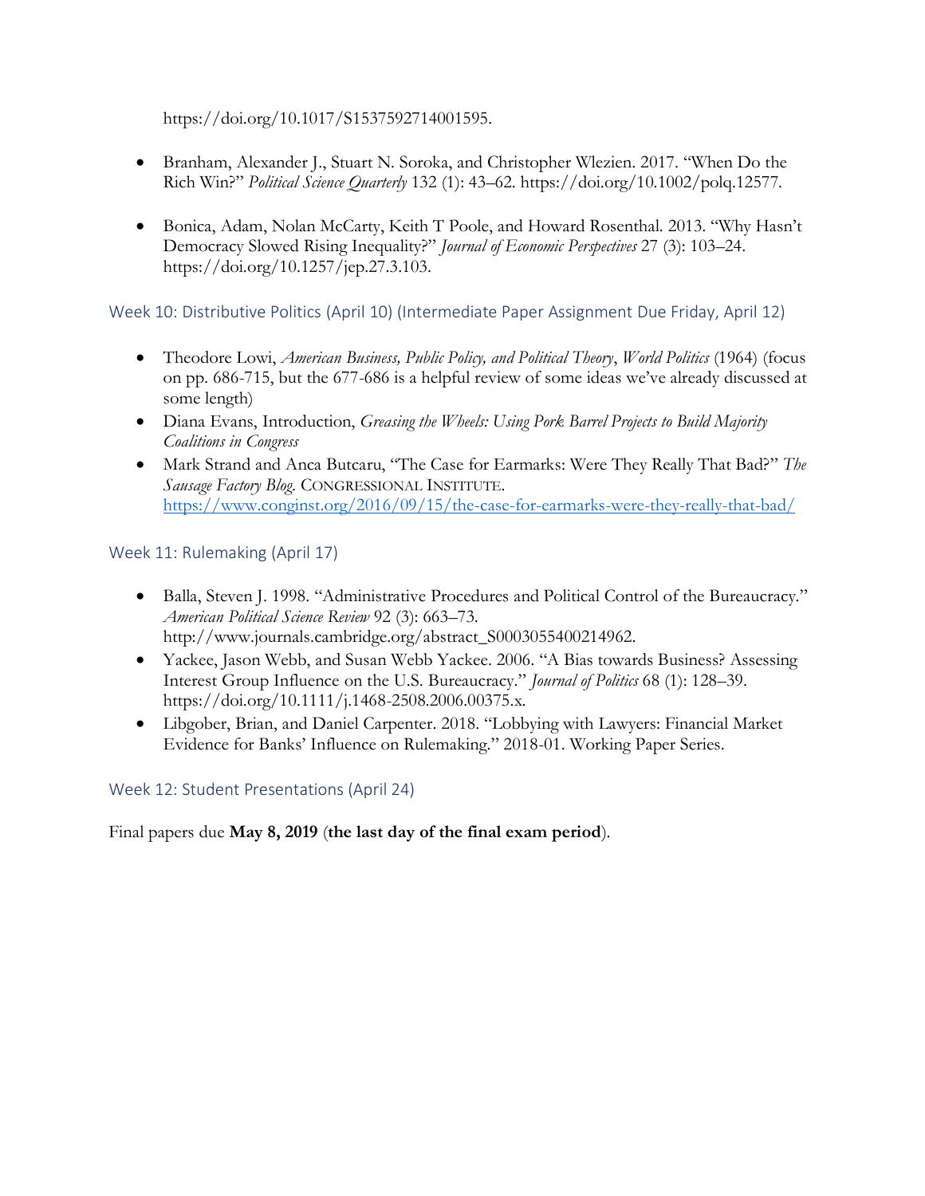https://doi.org/10.1017/S1537592714001595.

- Branham, Alexander J., Stuart N. Soroka, and Christopher Wlezien. 2017. "When Do the Rich Win?" *Political Science Quarterly* 132 (1): 43–62. https://doi.org/10.1002/polq.12577.

- Bonica, Adam, Nolan McCarty, Keith T Poole, and Howard Rosenthal. 2013. "Why Hasn't Democracy Slowed Rising Inequality?" *Journal of Economic Perspectives* 27 (3): 103–24. https://doi.org/10.1257/jep.27.3.103.

### Week 10: Distributive Politics (April 10) (Intermediate Paper Assignment Due Friday, April 12)

- Theodore Lowi, *American Business, Public Policy, and Political Theory*, *World Politics* (1964) (focus on pp. 686-715, but the 677-686 is a helpful review of some ideas we've already discussed at some length)
- Diana Evans, Introduction, *Greasing the Wheels: Using Pork Barrel Projects to Build Majority Coalitions in Congress*
- Mark Strand and Anca Butcaru, "The Case for Earmarks: Were They Really That Bad?" *The Sausage Factory Blog*. CONGRESSIONAL INSTITUTE. https://www.conginst.org/2016/09/15/the-case-for-earmarks-were-they-really-that-bad/

### Week 11: Rulemaking (April 17)

- Balla, Steven J. 1998. "Administrative Procedures and Political Control of the Bureaucracy." *American Political Science Review* 92 (3): 663–73. http://www.journals.cambridge.org/abstract_S0003055400214962.
- Yackee, Jason Webb, and Susan Webb Yackee. 2006. "A Bias towards Business? Assessing Interest Group Influence on the U.S. Bureaucracy." *Journal of Politics* 68 (1): 128–39. https://doi.org/10.1111/j.1468-2508.2006.00375.x.
- Libgober, Brian, and Daniel Carpenter. 2018. "Lobbying with Lawyers: Financial Market Evidence for Banks' Influence on Rulemaking." 2018-01. Working Paper Series.

### Week 12: Student Presentations (April 24)

Final papers due **May 8, 2019** (**the last day of the final exam period**).